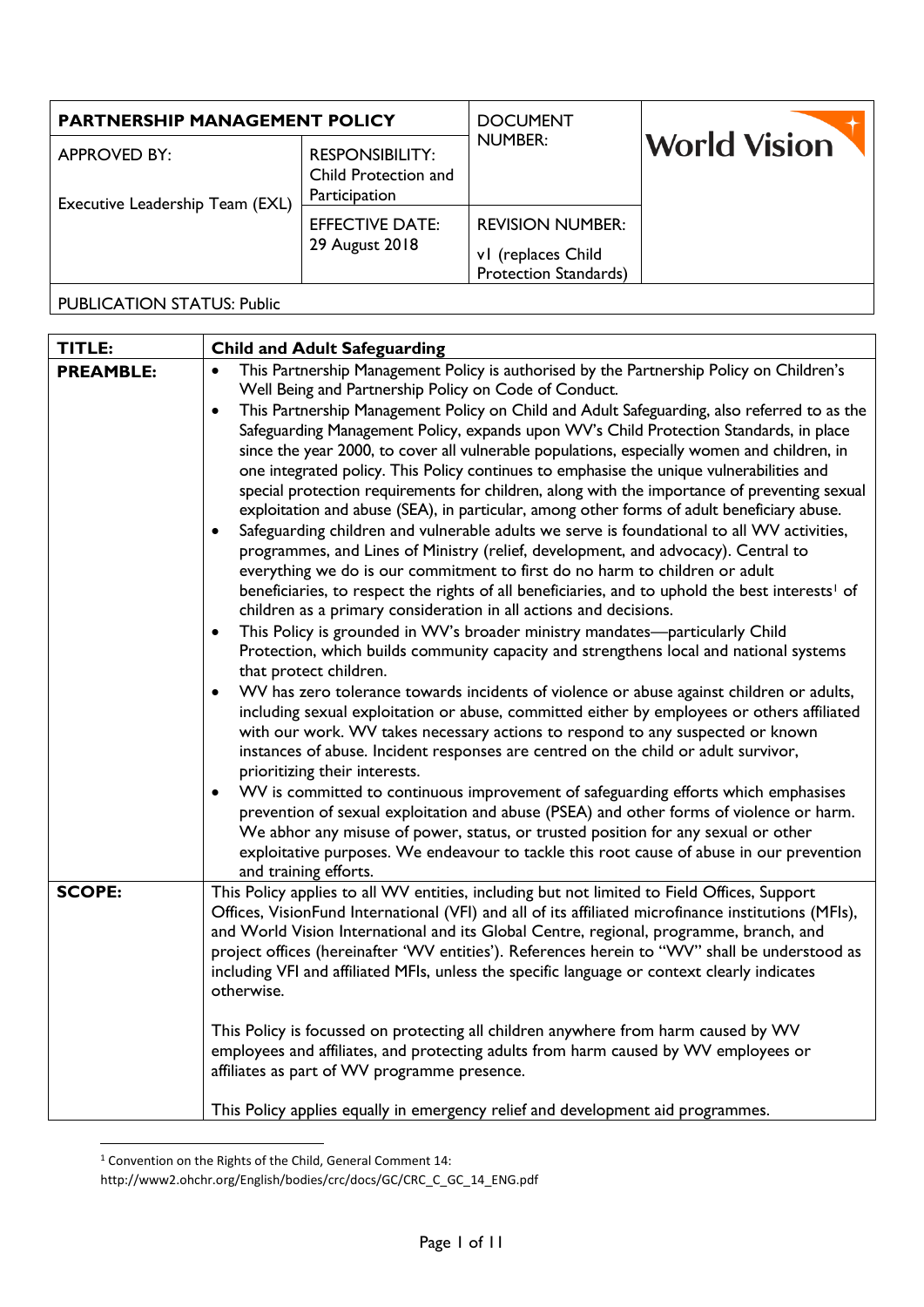| PARTNERSHIP MANAGEMENT POLICY | | DOCUMENT NUMBER: | World Vision |
|---|---|---|---|
| APPROVED BY: Executive Leadership Team (EXL) | RESPONSIBILITY: Child Protection and Participation | | |
| | EFFECTIVE DATE: 29 August 2018 | REVISION NUMBER: v1 (replaces Child Protection Standards) | |
| PUBLICATION STATUS: Public | | | |

| TITLE: | Child and Adult Safeguarding |
|---|---|
| PREAMBLE: | • This Partnership Management Policy is authorised by the Partnership Policy on Children's Well Being and Partnership Policy on Code of Conduct.<br>• This Partnership Management Policy on Child and Adult Safeguarding, also referred to as the Safeguarding Management Policy, expands upon WV's Child Protection Standards, in place since the year 2000, to cover all vulnerable populations, especially women and children, in one integrated policy. This Policy continues to emphasise the unique vulnerabilities and special protection requirements for children, along with the importance of preventing sexual exploitation and abuse (SEA), in particular, among other forms of adult beneficiary abuse.<br>• Safeguarding children and vulnerable adults we serve is foundational to all WV activities, programmes, and Lines of Ministry (relief, development, and advocacy). Central to everything we do is our commitment to first do no harm to children or adult beneficiaries, to respect the rights of all beneficiaries, and to uphold the best interests[1] of children as a primary consideration in all actions and decisions.<br>• This Policy is grounded in WV's broader ministry mandates—particularly Child Protection, which builds community capacity and strengthens local and national systems that protect children.<br>• WV has zero tolerance towards incidents of violence or abuse against children or adults, including sexual exploitation or abuse, committed either by employees or others affiliated with our work. WV takes necessary actions to respond to any suspected or known instances of abuse. Incident responses are centred on the child or adult survivor, prioritizing their interests.<br>• WV is committed to continuous improvement of safeguarding efforts which emphasises prevention of sexual exploitation and abuse (PSEA) and other forms of violence or harm. We abhor any misuse of power, status, or trusted position for any sexual or other exploitative purposes. We endeavour to tackle this root cause of abuse in our prevention and training efforts. |
| SCOPE: | This Policy applies to all WV entities, including but not limited to Field Offices, Support Offices, VisionFund International (VFI) and all of its affiliated microfinance institutions (MFIs), and World Vision International and its Global Centre, regional, programme, branch, and project offices (hereinafter 'WV entities'). References herein to "WV" shall be understood as including VFI and affiliated MFIs, unless the specific language or context clearly indicates otherwise.<br><br>This Policy is focussed on protecting all children anywhere from harm caused by WV employees and affiliates, and protecting adults from harm caused by WV employees or affiliates as part of WV programme presence.<br><br>This Policy applies equally in emergency relief and development aid programmes. |

[1] Convention on the Rights of the Child, General Comment 14: http://www2.ohchr.org/English/bodies/crc/docs/GC/CRC_C_GC_14_ENG.pdf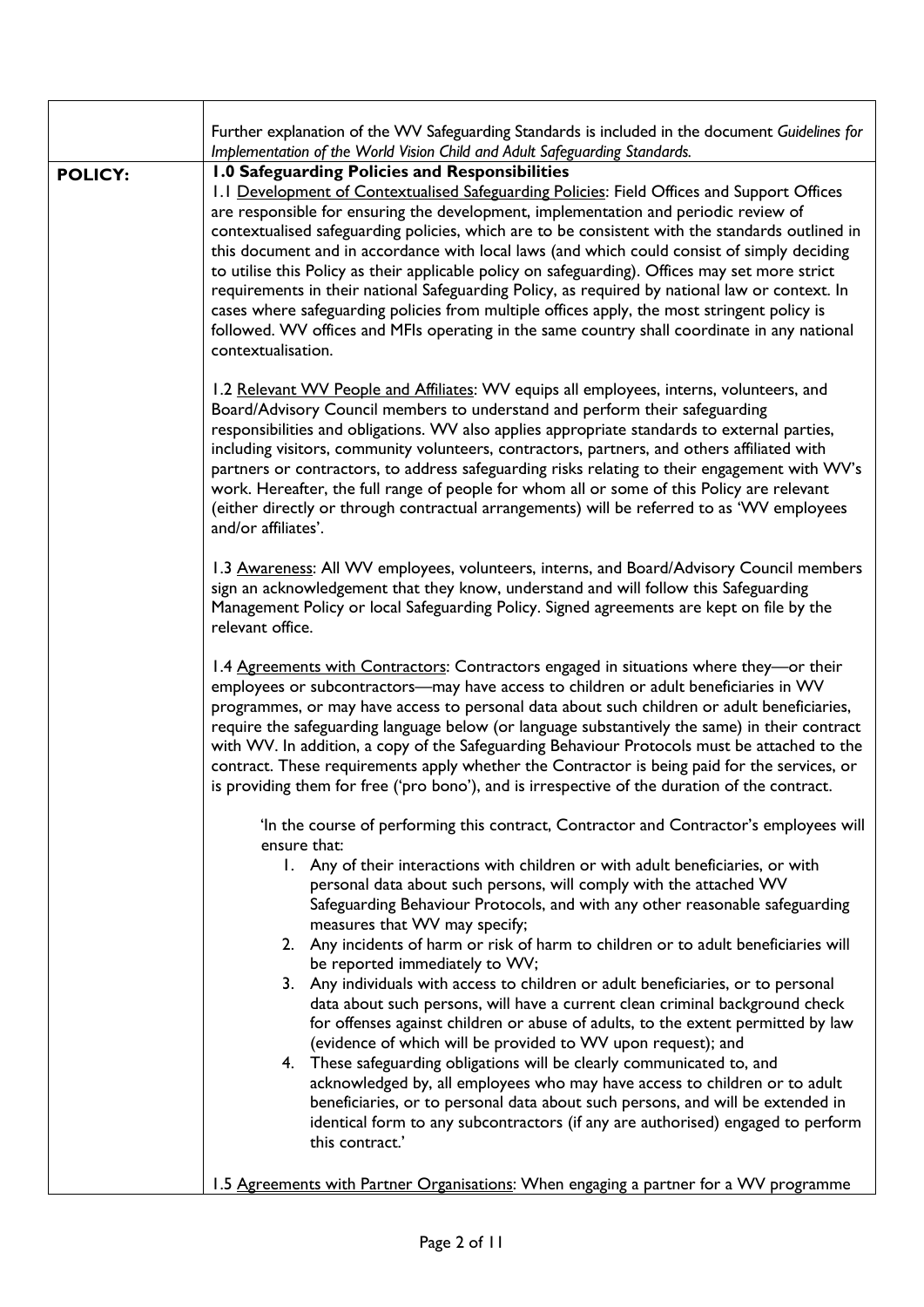Further explanation of the WV Safeguarding Standards is included in the document *Guidelines for Implementation of the World Vision Child and Adult Safeguarding Standards.*

**POLICY:**

**1.0 Safeguarding Policies and Responsibilities**

1.1 Development of Contextualised Safeguarding Policies: Field Offices and Support Offices are responsible for ensuring the development, implementation and periodic review of contextualised safeguarding policies, which are to be consistent with the standards outlined in this document and in accordance with local laws (and which could consist of simply deciding to utilise this Policy as their applicable policy on safeguarding). Offices may set more strict requirements in their national Safeguarding Policy, as required by national law or context. In cases where safeguarding policies from multiple offices apply, the most stringent policy is followed. WV offices and MFIs operating in the same country shall coordinate in any national contextualisation.

1.2 Relevant WV People and Affiliates: WV equips all employees, interns, volunteers, and Board/Advisory Council members to understand and perform their safeguarding responsibilities and obligations. WV also applies appropriate standards to external parties, including visitors, community volunteers, contractors, partners, and others affiliated with partners or contractors, to address safeguarding risks relating to their engagement with WV's work. Hereafter, the full range of people for whom all or some of this Policy are relevant (either directly or through contractual arrangements) will be referred to as 'WV employees and/or affiliates'.

1.3 Awareness: All WV employees, volunteers, interns, and Board/Advisory Council members sign an acknowledgement that they know, understand and will follow this Safeguarding Management Policy or local Safeguarding Policy. Signed agreements are kept on file by the relevant office.

1.4 Agreements with Contractors: Contractors engaged in situations where they—or their employees or subcontractors—may have access to children or adult beneficiaries in WV programmes, or may have access to personal data about such children or adult beneficiaries, require the safeguarding language below (or language substantively the same) in their contract with WV. In addition, a copy of the Safeguarding Behaviour Protocols must be attached to the contract. These requirements apply whether the Contractor is being paid for the services, or is providing them for free ('pro bono'), and is irrespective of the duration of the contract.

> 'In the course of performing this contract, Contractor and Contractor's employees will ensure that:
>
> 1. Any of their interactions with children or with adult beneficiaries, or with personal data about such persons, will comply with the attached WV Safeguarding Behaviour Protocols, and with any other reasonable safeguarding measures that WV may specify;
> 2. Any incidents of harm or risk of harm to children or to adult beneficiaries will be reported immediately to WV;
> 3. Any individuals with access to children or adult beneficiaries, or to personal data about such persons, will have a current clean criminal background check for offenses against children or abuse of adults, to the extent permitted by law (evidence of which will be provided to WV upon request); and
> 4. These safeguarding obligations will be clearly communicated to, and acknowledged by, all employees who may have access to children or to adult beneficiaries, or to personal data about such persons, and will be extended in identical form to any subcontractors (if any are authorised) engaged to perform this contract.'

1.5 Agreements with Partner Organisations: When engaging a partner for a WV programme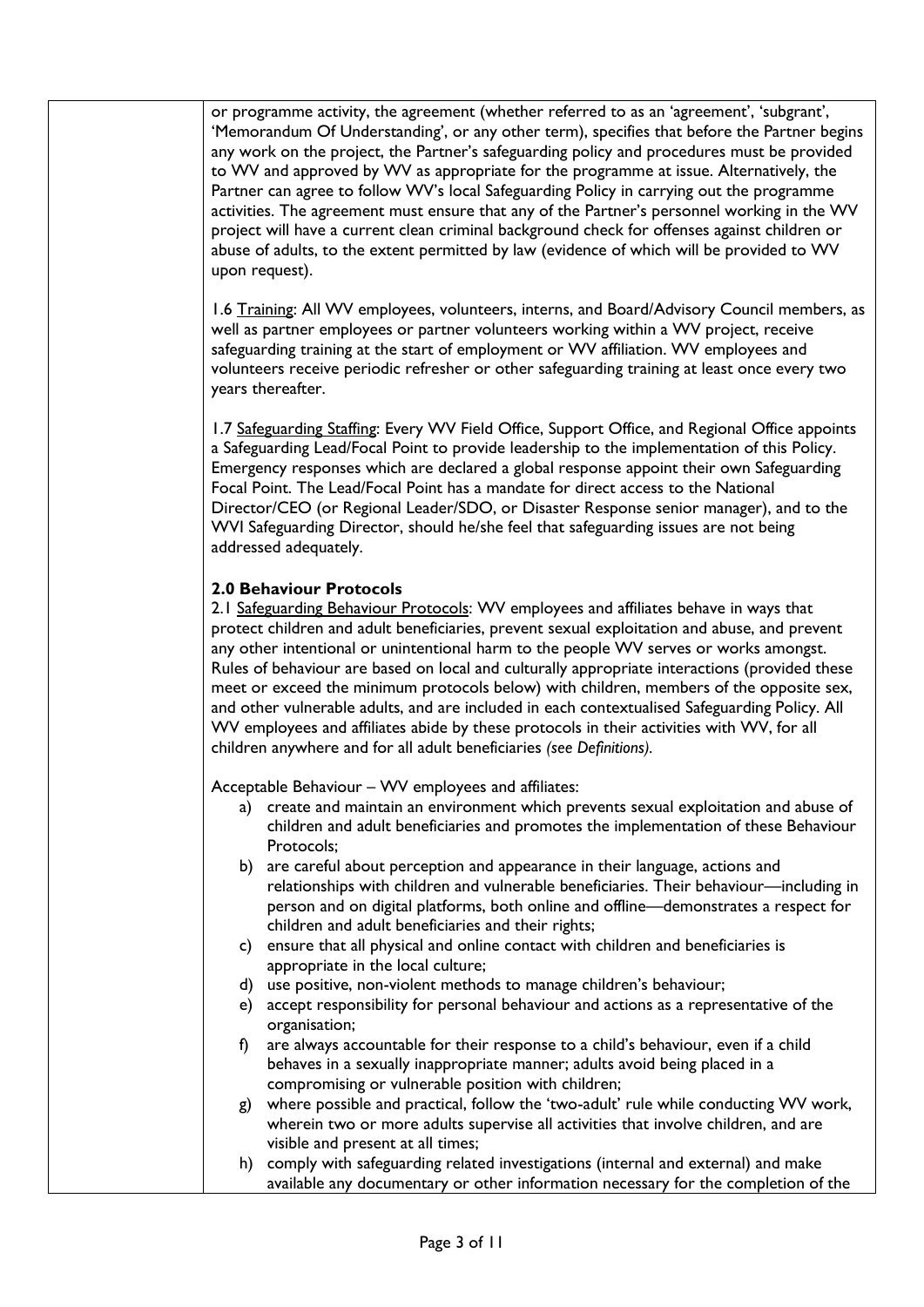or programme activity, the agreement (whether referred to as an 'agreement', 'subgrant', 'Memorandum Of Understanding', or any other term), specifies that before the Partner begins any work on the project, the Partner's safeguarding policy and procedures must be provided to WV and approved by WV as appropriate for the programme at issue. Alternatively, the Partner can agree to follow WV's local Safeguarding Policy in carrying out the programme activities. The agreement must ensure that any of the Partner's personnel working in the WV project will have a current clean criminal background check for offenses against children or abuse of adults, to the extent permitted by law (evidence of which will be provided to WV upon request).

1.6 Training: All WV employees, volunteers, interns, and Board/Advisory Council members, as well as partner employees or partner volunteers working within a WV project, receive safeguarding training at the start of employment or WV affiliation. WV employees and volunteers receive periodic refresher or other safeguarding training at least once every two years thereafter.

1.7 Safeguarding Staffing: Every WV Field Office, Support Office, and Regional Office appoints a Safeguarding Lead/Focal Point to provide leadership to the implementation of this Policy. Emergency responses which are declared a global response appoint their own Safeguarding Focal Point. The Lead/Focal Point has a mandate for direct access to the National Director/CEO (or Regional Leader/SDO, or Disaster Response senior manager), and to the WVI Safeguarding Director, should he/she feel that safeguarding issues are not being addressed adequately.

## 2.0 Behaviour Protocols

2.1 Safeguarding Behaviour Protocols: WV employees and affiliates behave in ways that protect children and adult beneficiaries, prevent sexual exploitation and abuse, and prevent any other intentional or unintentional harm to the people WV serves or works amongst. Rules of behaviour are based on local and culturally appropriate interactions (provided these meet or exceed the minimum protocols below) with children, members of the opposite sex, and other vulnerable adults, and are included in each contextualised Safeguarding Policy. All WV employees and affiliates abide by these protocols in their activities with WV, for all children anywhere and for all adult beneficiaries *(see Definitions).*

Acceptable Behaviour – WV employees and affiliates:

a) create and maintain an environment which prevents sexual exploitation and abuse of children and adult beneficiaries and promotes the implementation of these Behaviour Protocols;
b) are careful about perception and appearance in their language, actions and relationships with children and vulnerable beneficiaries. Their behaviour—including in person and on digital platforms, both online and offline—demonstrates a respect for children and adult beneficiaries and their rights;
c) ensure that all physical and online contact with children and beneficiaries is appropriate in the local culture;
d) use positive, non-violent methods to manage children's behaviour;
e) accept responsibility for personal behaviour and actions as a representative of the organisation;
f) are always accountable for their response to a child's behaviour, even if a child behaves in a sexually inappropriate manner; adults avoid being placed in a compromising or vulnerable position with children;
g) where possible and practical, follow the 'two-adult' rule while conducting WV work, wherein two or more adults supervise all activities that involve children, and are visible and present at all times;
h) comply with safeguarding related investigations (internal and external) and make available any documentary or other information necessary for the completion of the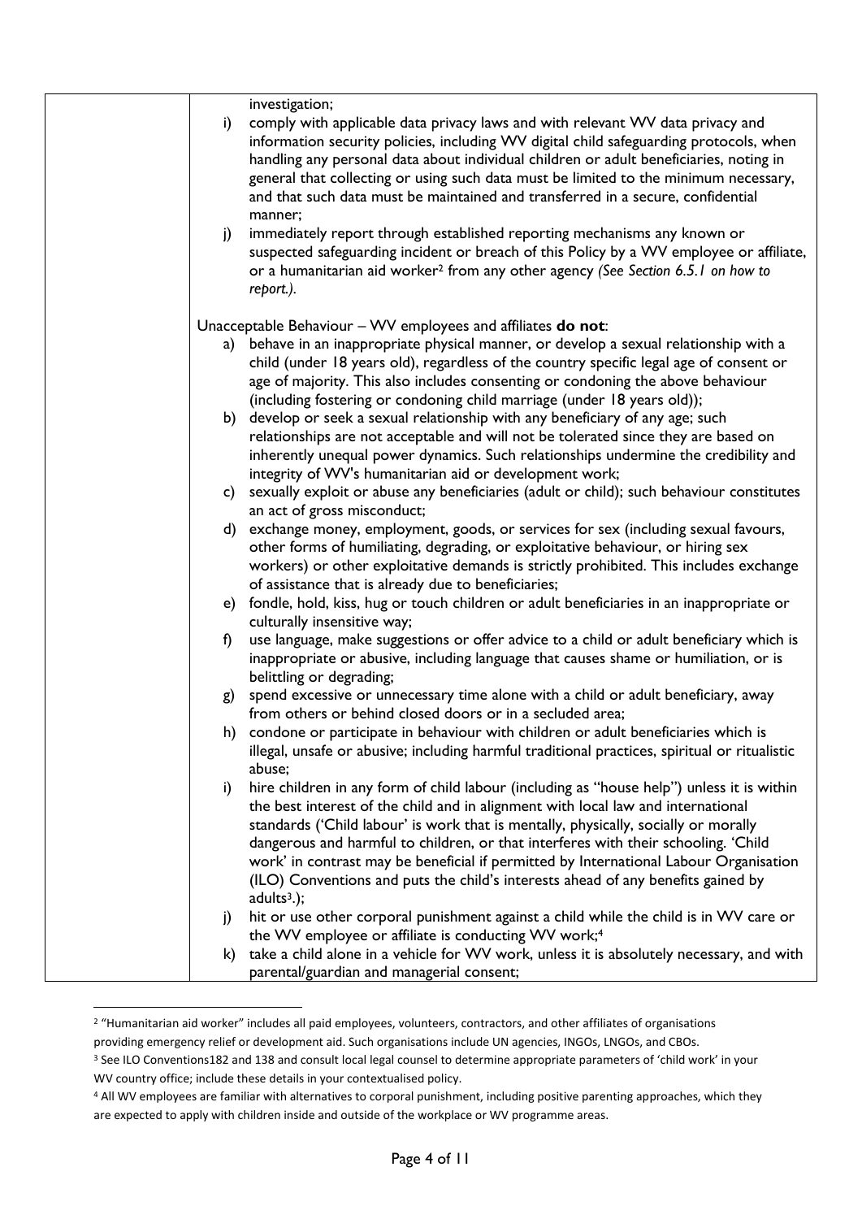investigation;

i) comply with applicable data privacy laws and with relevant WV data privacy and information security policies, including WV digital child safeguarding protocols, when handling any personal data about individual children or adult beneficiaries, noting in general that collecting or using such data must be limited to the minimum necessary, and that such data must be maintained and transferred in a secure, confidential manner;

j) immediately report through established reporting mechanisms any known or suspected safeguarding incident or breach of this Policy by a WV employee or affiliate, or a humanitarian aid worker[2] from any other agency *(See Section 6.5.1 on how to report.)*.

Unacceptable Behaviour – WV employees and affiliates **do not**:

a) behave in an inappropriate physical manner, or develop a sexual relationship with a child (under 18 years old), regardless of the country specific legal age of consent or age of majority. This also includes consenting or condoning the above behaviour (including fostering or condoning child marriage (under 18 years old));

b) develop or seek a sexual relationship with any beneficiary of any age; such relationships are not acceptable and will not be tolerated since they are based on inherently unequal power dynamics. Such relationships undermine the credibility and integrity of WV's humanitarian aid or development work;

c) sexually exploit or abuse any beneficiaries (adult or child); such behaviour constitutes an act of gross misconduct;

d) exchange money, employment, goods, or services for sex (including sexual favours, other forms of humiliating, degrading, or exploitative behaviour, or hiring sex workers) or other exploitative demands is strictly prohibited. This includes exchange of assistance that is already due to beneficiaries;

e) fondle, hold, kiss, hug or touch children or adult beneficiaries in an inappropriate or culturally insensitive way;

f) use language, make suggestions or offer advice to a child or adult beneficiary which is inappropriate or abusive, including language that causes shame or humiliation, or is belittling or degrading;

g) spend excessive or unnecessary time alone with a child or adult beneficiary, away from others or behind closed doors or in a secluded area;

h) condone or participate in behaviour with children or adult beneficiaries which is illegal, unsafe or abusive; including harmful traditional practices, spiritual or ritualistic abuse;

i) hire children in any form of child labour (including as "house help") unless it is within the best interest of the child and in alignment with local law and international standards ('Child labour' is work that is mentally, physically, socially or morally dangerous and harmful to children, or that interferes with their schooling. 'Child work' in contrast may be beneficial if permitted by International Labour Organisation (ILO) Conventions and puts the child's interests ahead of any benefits gained by adults[3].);

j) hit or use other corporal punishment against a child while the child is in WV care or the WV employee or affiliate is conducting WV work;[4]

k) take a child alone in a vehicle for WV work, unless it is absolutely necessary, and with parental/guardian and managerial consent;

---

[2] "Humanitarian aid worker" includes all paid employees, volunteers, contractors, and other affiliates of organisations providing emergency relief or development aid. Such organisations include UN agencies, INGOs, LNGOs, and CBOs.

[3] See ILO Conventions182 and 138 and consult local legal counsel to determine appropriate parameters of 'child work' in your WV country office; include these details in your contextualised policy.

[4] All WV employees are familiar with alternatives to corporal punishment, including positive parenting approaches, which they are expected to apply with children inside and outside of the workplace or WV programme areas.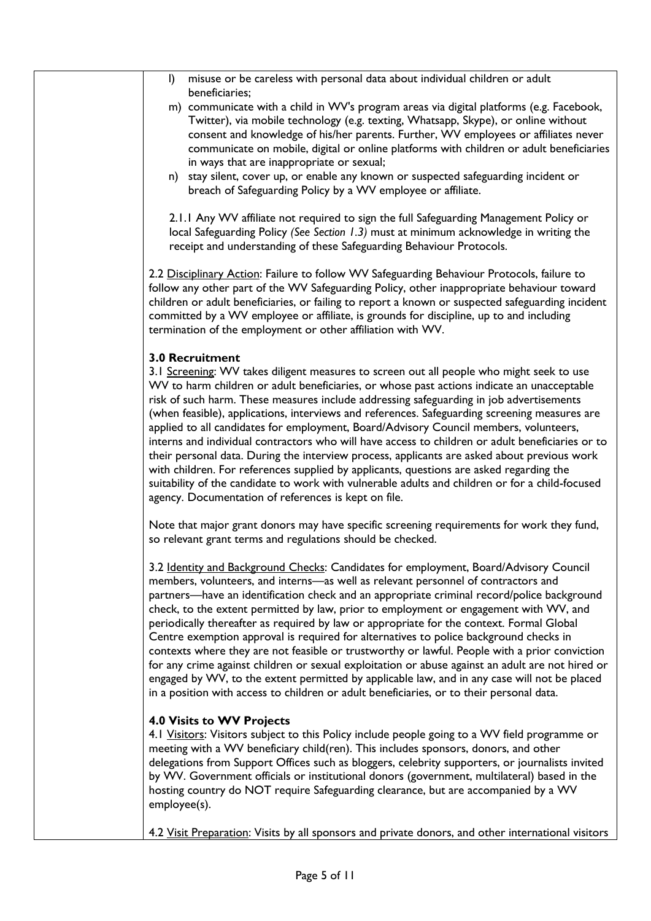l) misuse or be careless with personal data about individual children or adult beneficiaries;

m) communicate with a child in WV's program areas via digital platforms (e.g. Facebook, Twitter), via mobile technology (e.g. texting, Whatsapp, Skype), or online without consent and knowledge of his/her parents. Further, WV employees or affiliates never communicate on mobile, digital or online platforms with children or adult beneficiaries in ways that are inappropriate or sexual;

n) stay silent, cover up, or enable any known or suspected safeguarding incident or breach of Safeguarding Policy by a WV employee or affiliate.

2.1.1 Any WV affiliate not required to sign the full Safeguarding Management Policy or local Safeguarding Policy *(See Section 1.3)* must at minimum acknowledge in writing the receipt and understanding of these Safeguarding Behaviour Protocols.

2.2 Disciplinary Action: Failure to follow WV Safeguarding Behaviour Protocols, failure to follow any other part of the WV Safeguarding Policy, other inappropriate behaviour toward children or adult beneficiaries, or failing to report a known or suspected safeguarding incident committed by a WV employee or affiliate, is grounds for discipline, up to and including termination of the employment or other affiliation with WV.

**3.0 Recruitment**

3.1 Screening: WV takes diligent measures to screen out all people who might seek to use WV to harm children or adult beneficiaries, or whose past actions indicate an unacceptable risk of such harm. These measures include addressing safeguarding in job advertisements (when feasible), applications, interviews and references. Safeguarding screening measures are applied to all candidates for employment, Board/Advisory Council members, volunteers, interns and individual contractors who will have access to children or adult beneficiaries or to their personal data. During the interview process, applicants are asked about previous work with children. For references supplied by applicants, questions are asked regarding the suitability of the candidate to work with vulnerable adults and children or for a child-focused agency. Documentation of references is kept on file.

Note that major grant donors may have specific screening requirements for work they fund, so relevant grant terms and regulations should be checked.

3.2 Identity and Background Checks: Candidates for employment, Board/Advisory Council members, volunteers, and interns—as well as relevant personnel of contractors and partners—have an identification check and an appropriate criminal record/police background check, to the extent permitted by law, prior to employment or engagement with WV, and periodically thereafter as required by law or appropriate for the context. Formal Global Centre exemption approval is required for alternatives to police background checks in contexts where they are not feasible or trustworthy or lawful. People with a prior conviction for any crime against children or sexual exploitation or abuse against an adult are not hired or engaged by WV, to the extent permitted by applicable law, and in any case will not be placed in a position with access to children or adult beneficiaries, or to their personal data.

**4.0 Visits to WV Projects**

4.1 Visitors: Visitors subject to this Policy include people going to a WV field programme or meeting with a WV beneficiary child(ren). This includes sponsors, donors, and other delegations from Support Offices such as bloggers, celebrity supporters, or journalists invited by WV. Government officials or institutional donors (government, multilateral) based in the hosting country do NOT require Safeguarding clearance, but are accompanied by a WV employee(s).

4.2 Visit Preparation: Visits by all sponsors and private donors, and other international visitors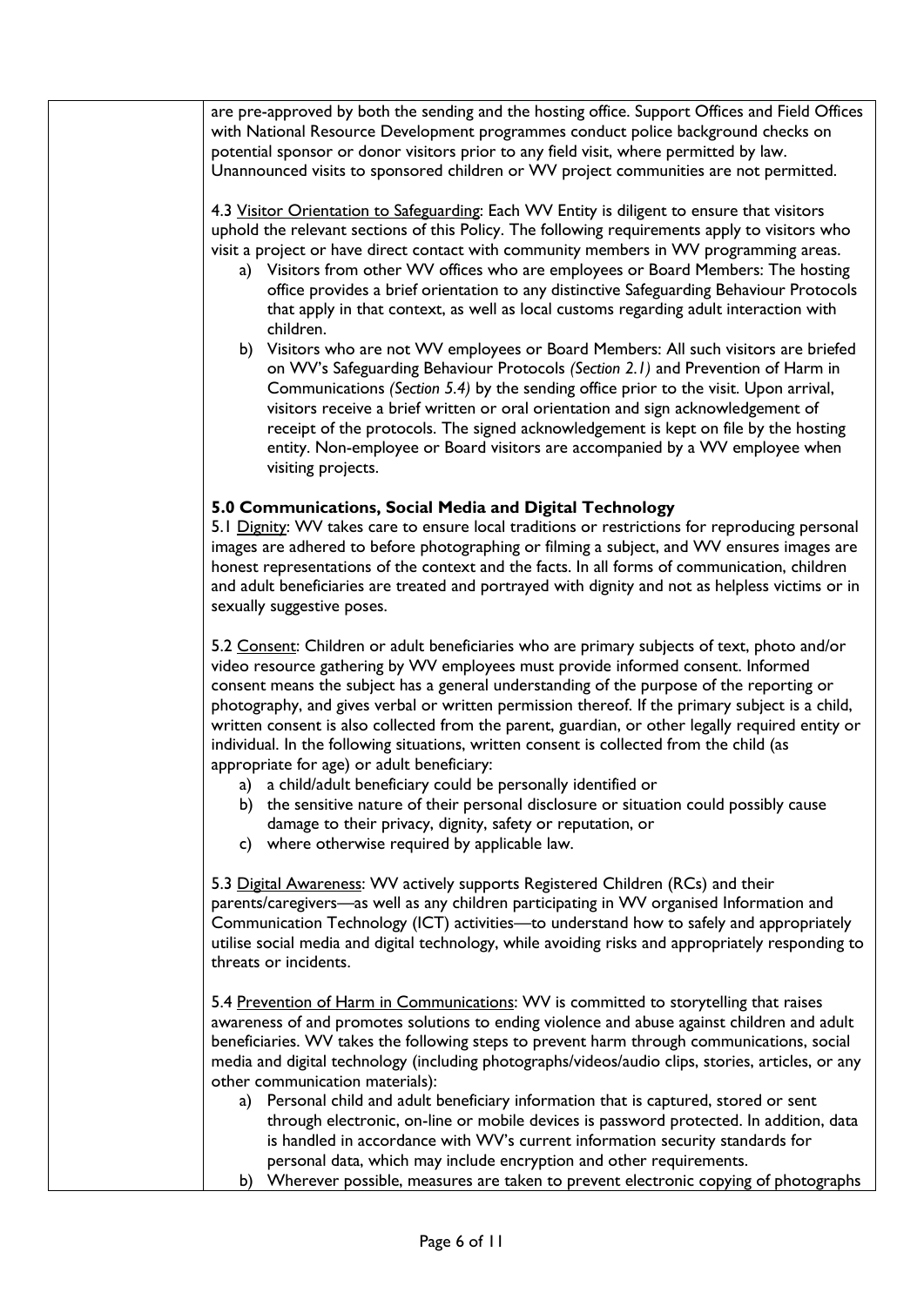are pre-approved by both the sending and the hosting office. Support Offices and Field Offices with National Resource Development programmes conduct police background checks on potential sponsor or donor visitors prior to any field visit, where permitted by law. Unannounced visits to sponsored children or WV project communities are not permitted.

4.3 Visitor Orientation to Safeguarding: Each WV Entity is diligent to ensure that visitors uphold the relevant sections of this Policy. The following requirements apply to visitors who visit a project or have direct contact with community members in WV programming areas.

a) Visitors from other WV offices who are employees or Board Members: The hosting office provides a brief orientation to any distinctive Safeguarding Behaviour Protocols that apply in that context, as well as local customs regarding adult interaction with children.
b) Visitors who are not WV employees or Board Members: All such visitors are briefed on WV's Safeguarding Behaviour Protocols *(Section 2.1)* and Prevention of Harm in Communications *(Section 5.4)* by the sending office prior to the visit. Upon arrival, visitors receive a brief written or oral orientation and sign acknowledgement of receipt of the protocols. The signed acknowledgement is kept on file by the hosting entity. Non-employee or Board visitors are accompanied by a WV employee when visiting projects.

## 5.0 Communications, Social Media and Digital Technology

5.1 Dignity: WV takes care to ensure local traditions or restrictions for reproducing personal images are adhered to before photographing or filming a subject, and WV ensures images are honest representations of the context and the facts. In all forms of communication, children and adult beneficiaries are treated and portrayed with dignity and not as helpless victims or in sexually suggestive poses.

5.2 Consent: Children or adult beneficiaries who are primary subjects of text, photo and/or video resource gathering by WV employees must provide informed consent. Informed consent means the subject has a general understanding of the purpose of the reporting or photography, and gives verbal or written permission thereof. If the primary subject is a child, written consent is also collected from the parent, guardian, or other legally required entity or individual. In the following situations, written consent is collected from the child (as appropriate for age) or adult beneficiary:

a) a child/adult beneficiary could be personally identified or
b) the sensitive nature of their personal disclosure or situation could possibly cause damage to their privacy, dignity, safety or reputation, or
c) where otherwise required by applicable law.

5.3 Digital Awareness: WV actively supports Registered Children (RCs) and their parents/caregivers—as well as any children participating in WV organised Information and Communication Technology (ICT) activities—to understand how to safely and appropriately utilise social media and digital technology, while avoiding risks and appropriately responding to threats or incidents.

5.4 Prevention of Harm in Communications: WV is committed to storytelling that raises awareness of and promotes solutions to ending violence and abuse against children and adult beneficiaries. WV takes the following steps to prevent harm through communications, social media and digital technology (including photographs/videos/audio clips, stories, articles, or any other communication materials):

a) Personal child and adult beneficiary information that is captured, stored or sent through electronic, on-line or mobile devices is password protected. In addition, data is handled in accordance with WV's current information security standards for personal data, which may include encryption and other requirements.
b) Wherever possible, measures are taken to prevent electronic copying of photographs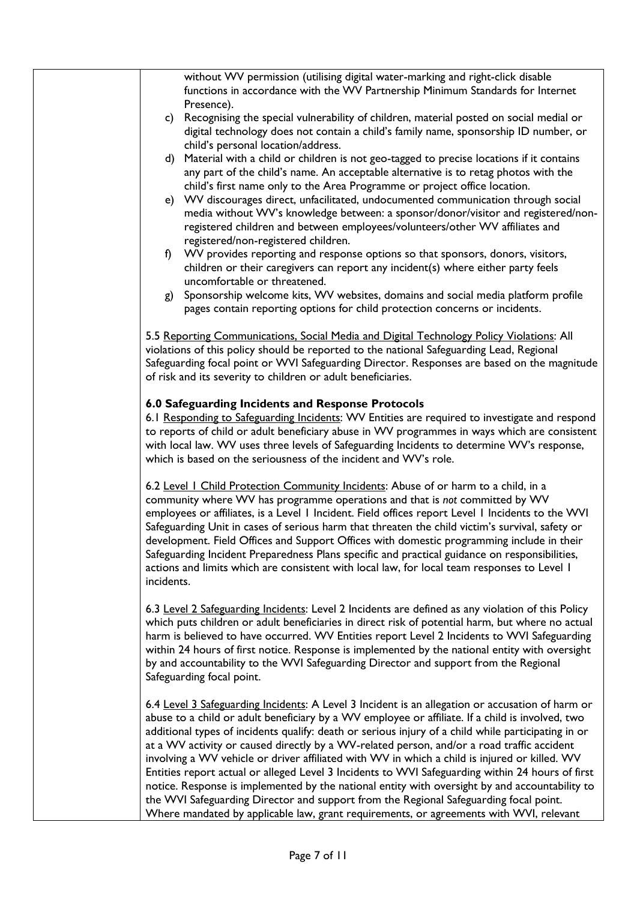without WV permission (utilising digital water-marking and right-click disable functions in accordance with the WV Partnership Minimum Standards for Internet Presence).

c) Recognising the special vulnerability of children, material posted on social medial or digital technology does not contain a child's family name, sponsorship ID number, or child's personal location/address.
d) Material with a child or children is not geo-tagged to precise locations if it contains any part of the child's name. An acceptable alternative is to retag photos with the child's first name only to the Area Programme or project office location.
e) WV discourages direct, unfacilitated, undocumented communication through social media without WV's knowledge between: a sponsor/donor/visitor and registered/non-registered children and between employees/volunteers/other WV affiliates and registered/non-registered children.
f) WV provides reporting and response options so that sponsors, donors, visitors, children or their caregivers can report any incident(s) where either party feels uncomfortable or threatened.
g) Sponsorship welcome kits, WV websites, domains and social media platform profile pages contain reporting options for child protection concerns or incidents.

5.5 Reporting Communications, Social Media and Digital Technology Policy Violations: All violations of this policy should be reported to the national Safeguarding Lead, Regional Safeguarding focal point or WVI Safeguarding Director. Responses are based on the magnitude of risk and its severity to children or adult beneficiaries.

**6.0 Safeguarding Incidents and Response Protocols**

6.1 Responding to Safeguarding Incidents: WV Entities are required to investigate and respond to reports of child or adult beneficiary abuse in WV programmes in ways which are consistent with local law. WV uses three levels of Safeguarding Incidents to determine WV's response, which is based on the seriousness of the incident and WV's role.

6.2 Level 1 Child Protection Community Incidents: Abuse of or harm to a child, in a community where WV has programme operations and that is *not* committed by WV employees or affiliates, is a Level 1 Incident. Field offices report Level 1 Incidents to the WVI Safeguarding Unit in cases of serious harm that threaten the child victim's survival, safety or development. Field Offices and Support Offices with domestic programming include in their Safeguarding Incident Preparedness Plans specific and practical guidance on responsibilities, actions and limits which are consistent with local law, for local team responses to Level 1 incidents.

6.3 Level 2 Safeguarding Incidents: Level 2 Incidents are defined as any violation of this Policy which puts children or adult beneficiaries in direct risk of potential harm, but where no actual harm is believed to have occurred. WV Entities report Level 2 Incidents to WVI Safeguarding within 24 hours of first notice. Response is implemented by the national entity with oversight by and accountability to the WVI Safeguarding Director and support from the Regional Safeguarding focal point.

6.4 Level 3 Safeguarding Incidents: A Level 3 Incident is an allegation or accusation of harm or abuse to a child or adult beneficiary by a WV employee or affiliate. If a child is involved, two additional types of incidents qualify: death or serious injury of a child while participating in or at a WV activity or caused directly by a WV-related person, and/or a road traffic accident involving a WV vehicle or driver affiliated with WV in which a child is injured or killed. WV Entities report actual or alleged Level 3 Incidents to WVI Safeguarding within 24 hours of first notice. Response is implemented by the national entity with oversight by and accountability to the WVI Safeguarding Director and support from the Regional Safeguarding focal point. Where mandated by applicable law, grant requirements, or agreements with WVI, relevant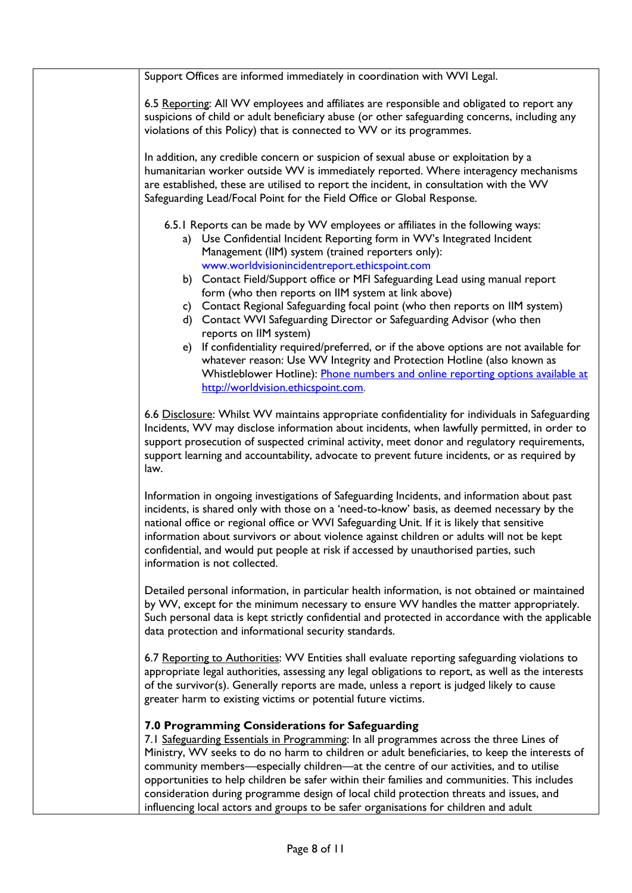Support Offices are informed immediately in coordination with WVI Legal.

6.5 Reporting: All WV employees and affiliates are responsible and obligated to report any suspicions of child or adult beneficiary abuse (or other safeguarding concerns, including any violations of this Policy) that is connected to WV or its programmes.

In addition, any credible concern or suspicion of sexual abuse or exploitation by a humanitarian worker outside WV is immediately reported. Where interagency mechanisms are established, these are utilised to report the incident, in consultation with the WV Safeguarding Lead/Focal Point for the Field Office or Global Response.

6.5.1 Reports can be made by WV employees or affiliates in the following ways:

a) Use Confidential Incident Reporting form in WV's Integrated Incident Management (IIM) system (trained reporters only): www.worldvisionincidentreport.ethicspoint.com
b) Contact Field/Support office or MFI Safeguarding Lead using manual report form (who then reports on IIM system at link above)
c) Contact Regional Safeguarding focal point (who then reports on IIM system)
d) Contact WVI Safeguarding Director or Safeguarding Advisor (who then reports on IIM system)
e) If confidentiality required/preferred, or if the above options are not available for whatever reason: Use WV Integrity and Protection Hotline (also known as Whistleblower Hotline): Phone numbers and online reporting options available at http://worldvision.ethicspoint.com.

6.6 Disclosure: Whilst WV maintains appropriate confidentiality for individuals in Safeguarding Incidents, WV may disclose information about incidents, when lawfully permitted, in order to support prosecution of suspected criminal activity, meet donor and regulatory requirements, support learning and accountability, advocate to prevent future incidents, or as required by law.

Information in ongoing investigations of Safeguarding Incidents, and information about past incidents, is shared only with those on a 'need-to-know' basis, as deemed necessary by the national office or regional office or WVI Safeguarding Unit. If it is likely that sensitive information about survivors or about violence against children or adults will not be kept confidential, and would put people at risk if accessed by unauthorised parties, such information is not collected.

Detailed personal information, in particular health information, is not obtained or maintained by WV, except for the minimum necessary to ensure WV handles the matter appropriately. Such personal data is kept strictly confidential and protected in accordance with the applicable data protection and informational security standards.

6.7 Reporting to Authorities: WV Entities shall evaluate reporting safeguarding violations to appropriate legal authorities, assessing any legal obligations to report, as well as the interests of the survivor(s). Generally reports are made, unless a report is judged likely to cause greater harm to existing victims or potential future victims.

**7.0 Programming Considerations for Safeguarding**

7.1 Safeguarding Essentials in Programming: In all programmes across the three Lines of Ministry, WV seeks to do no harm to children or adult beneficiaries, to keep the interests of community members—especially children—at the centre of our activities, and to utilise opportunities to help children be safer within their families and communities. This includes consideration during programme design of local child protection threats and issues, and influencing local actors and groups to be safer organisations for children and adult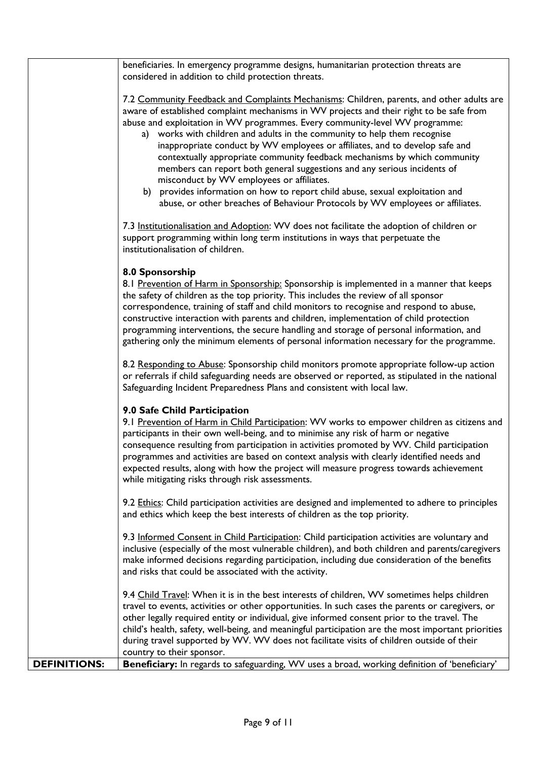beneficiaries. In emergency programme designs, humanitarian protection threats are considered in addition to child protection threats.

7.2 Community Feedback and Complaints Mechanisms: Children, parents, and other adults are aware of established complaint mechanisms in WV projects and their right to be safe from abuse and exploitation in WV programmes. Every community-level WV programme:

a) works with children and adults in the community to help them recognise inappropriate conduct by WV employees or affiliates, and to develop safe and contextually appropriate community feedback mechanisms by which community members can report both general suggestions and any serious incidents of misconduct by WV employees or affiliates.
b) provides information on how to report child abuse, sexual exploitation and abuse, or other breaches of Behaviour Protocols by WV employees or affiliates.

7.3 Institutionalisation and Adoption: WV does not facilitate the adoption of children or support programming within long term institutions in ways that perpetuate the institutionalisation of children.

**8.0 Sponsorship**

8.1 Prevention of Harm in Sponsorship: Sponsorship is implemented in a manner that keeps the safety of children as the top priority. This includes the review of all sponsor correspondence, training of staff and child monitors to recognise and respond to abuse, constructive interaction with parents and children, implementation of child protection programming interventions, the secure handling and storage of personal information, and gathering only the minimum elements of personal information necessary for the programme.

8.2 Responding to Abuse: Sponsorship child monitors promote appropriate follow-up action or referrals if child safeguarding needs are observed or reported, as stipulated in the national Safeguarding Incident Preparedness Plans and consistent with local law.

**9.0 Safe Child Participation**

9.1 Prevention of Harm in Child Participation: WV works to empower children as citizens and participants in their own well-being, and to minimise any risk of harm or negative consequence resulting from participation in activities promoted by WV. Child participation programmes and activities are based on context analysis with clearly identified needs and expected results, along with how the project will measure progress towards achievement while mitigating risks through risk assessments.

9.2 Ethics: Child participation activities are designed and implemented to adhere to principles and ethics which keep the best interests of children as the top priority.

9.3 Informed Consent in Child Participation: Child participation activities are voluntary and inclusive (especially of the most vulnerable children), and both children and parents/caregivers make informed decisions regarding participation, including due consideration of the benefits and risks that could be associated with the activity.

9.4 Child Travel: When it is in the best interests of children, WV sometimes helps children travel to events, activities or other opportunities. In such cases the parents or caregivers, or other legally required entity or individual, give informed consent prior to the travel. The child's health, safety, well-being, and meaningful participation are the most important priorities during travel supported by WV. WV does not facilitate visits of children outside of their country to their sponsor.

**DEFINITIONS:**

**Beneficiary:** In regards to safeguarding, WV uses a broad, working definition of 'beneficiary'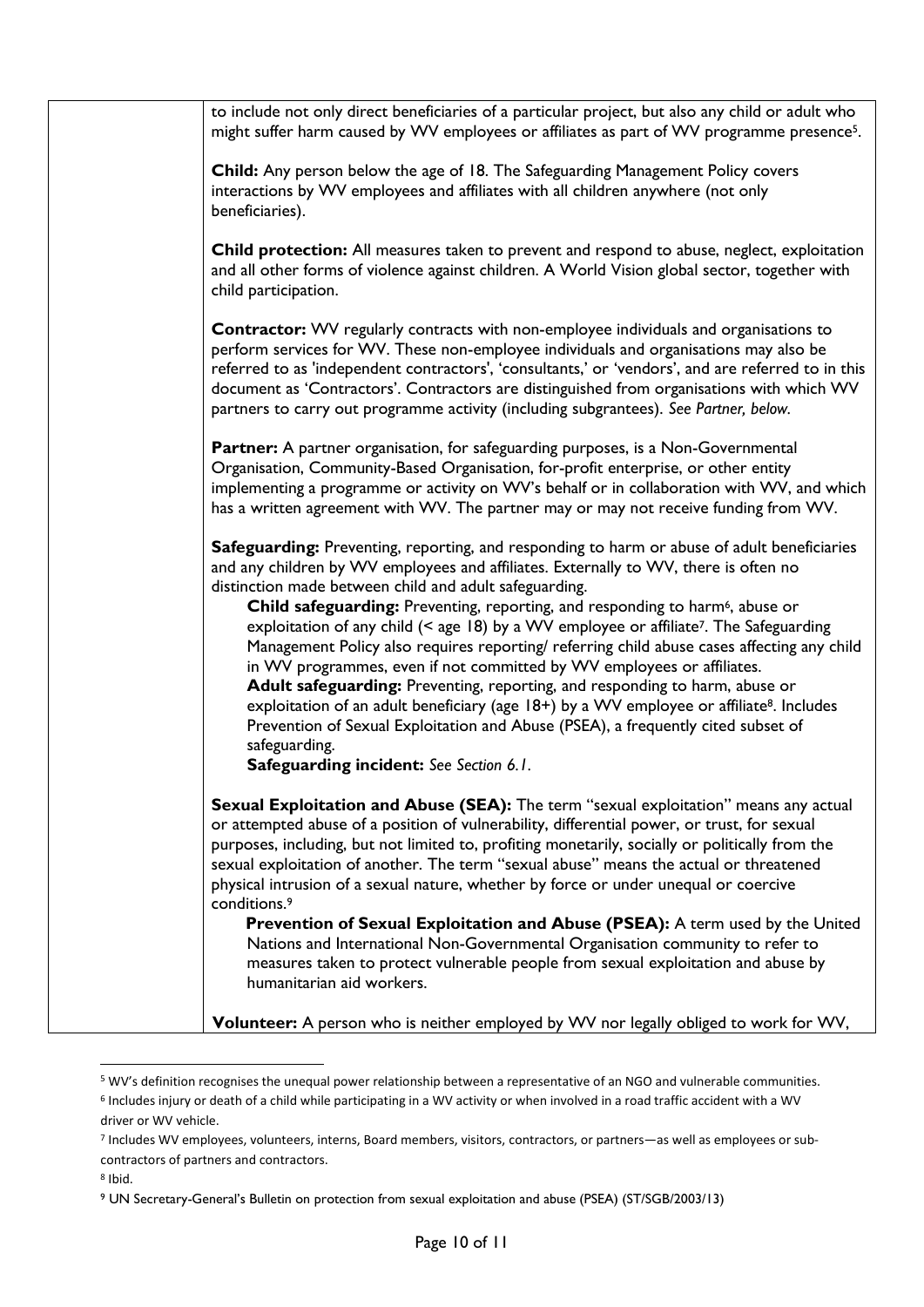to include not only direct beneficiaries of a particular project, but also any child or adult who might suffer harm caused by WV employees or affiliates as part of WV programme presence[5].

**Child:** Any person below the age of 18. The Safeguarding Management Policy covers interactions by WV employees and affiliates with all children anywhere (not only beneficiaries).

**Child protection:** All measures taken to prevent and respond to abuse, neglect, exploitation and all other forms of violence against children. A World Vision global sector, together with child participation.

**Contractor:** WV regularly contracts with non-employee individuals and organisations to perform services for WV. These non-employee individuals and organisations may also be referred to as 'independent contractors', 'consultants,' or 'vendors', and are referred to in this document as 'Contractors'. Contractors are distinguished from organisations with which WV partners to carry out programme activity (including subgrantees). *See Partner, below.*

**Partner:** A partner organisation, for safeguarding purposes, is a Non-Governmental Organisation, Community-Based Organisation, for-profit enterprise, or other entity implementing a programme or activity on WV's behalf or in collaboration with WV, and which has a written agreement with WV. The partner may or may not receive funding from WV.

**Safeguarding:** Preventing, reporting, and responding to harm or abuse of adult beneficiaries and any children by WV employees and affiliates. Externally to WV, there is often no distinction made between child and adult safeguarding.

**Child safeguarding:** Preventing, reporting, and responding to harm[6], abuse or exploitation of any child (< age 18) by a WV employee or affiliate[7]. The Safeguarding Management Policy also requires reporting/ referring child abuse cases affecting any child in WV programmes, even if not committed by WV employees or affiliates.

**Adult safeguarding:** Preventing, reporting, and responding to harm, abuse or exploitation of an adult beneficiary (age 18+) by a WV employee or affiliate[8]. Includes Prevention of Sexual Exploitation and Abuse (PSEA), a frequently cited subset of safeguarding.

**Safeguarding incident:** *See Section 6.1.*

**Sexual Exploitation and Abuse (SEA):** The term "sexual exploitation" means any actual or attempted abuse of a position of vulnerability, differential power, or trust, for sexual purposes, including, but not limited to, profiting monetarily, socially or politically from the sexual exploitation of another. The term "sexual abuse" means the actual or threatened physical intrusion of a sexual nature, whether by force or under unequal or coercive conditions.[9]

**Prevention of Sexual Exploitation and Abuse (PSEA):** A term used by the United Nations and International Non-Governmental Organisation community to refer to measures taken to protect vulnerable people from sexual exploitation and abuse by humanitarian aid workers.

**Volunteer:** A person who is neither employed by WV nor legally obliged to work for WV,

---

[5] WV's definition recognises the unequal power relationship between a representative of an NGO and vulnerable communities.

[6] Includes injury or death of a child while participating in a WV activity or when involved in a road traffic accident with a WV driver or WV vehicle.

[7] Includes WV employees, volunteers, interns, Board members, visitors, contractors, or partners—as well as employees or sub-contractors of partners and contractors.

[8] Ibid.

[9] UN Secretary-General's Bulletin on protection from sexual exploitation and abuse (PSEA) (ST/SGB/2003/13)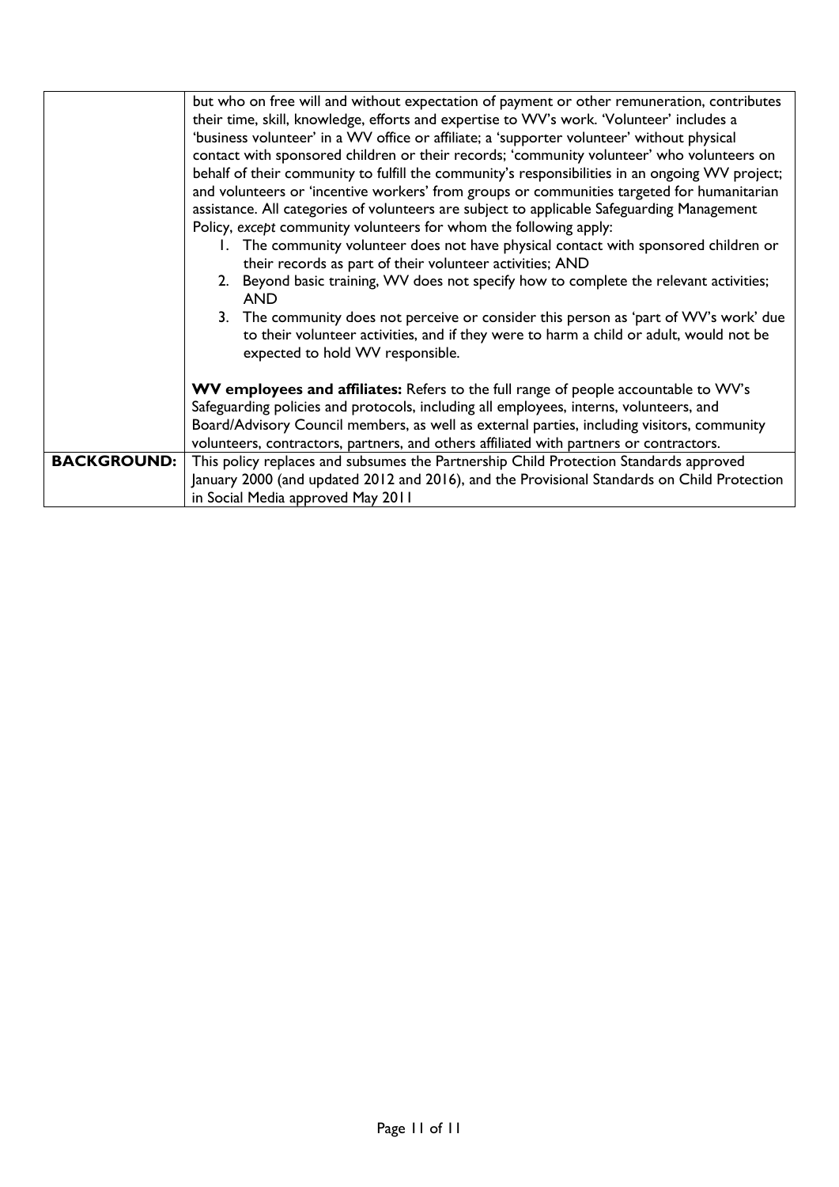| | |
|---|---|
| | but who on free will and without expectation of payment or other remuneration, contributes their time, skill, knowledge, efforts and expertise to WV's work. 'Volunteer' includes a 'business volunteer' in a WV office or affiliate; a 'supporter volunteer' without physical contact with sponsored children or their records; 'community volunteer' who volunteers on behalf of their community to fulfill the community's responsibilities in an ongoing WV project; and volunteers or 'incentive workers' from groups or communities targeted for humanitarian assistance. All categories of volunteers are subject to applicable Safeguarding Management Policy, *except* community volunteers for whom the following apply:<br>1. The community volunteer does not have physical contact with sponsored children or their records as part of their volunteer activities; AND<br>2. Beyond basic training, WV does not specify how to complete the relevant activities; AND<br>3. The community does not perceive or consider this person as 'part of WV's work' due to their volunteer activities, and if they were to harm a child or adult, would not be expected to hold WV responsible.<br><br>**WV employees and affiliates:** Refers to the full range of people accountable to WV's Safeguarding policies and protocols, including all employees, interns, volunteers, and Board/Advisory Council members, as well as external parties, including visitors, community volunteers, contractors, partners, and others affiliated with partners or contractors. |
| **BACKGROUND:** | This policy replaces and subsumes the Partnership Child Protection Standards approved January 2000 (and updated 2012 and 2016), and the Provisional Standards on Child Protection in Social Media approved May 2011 |